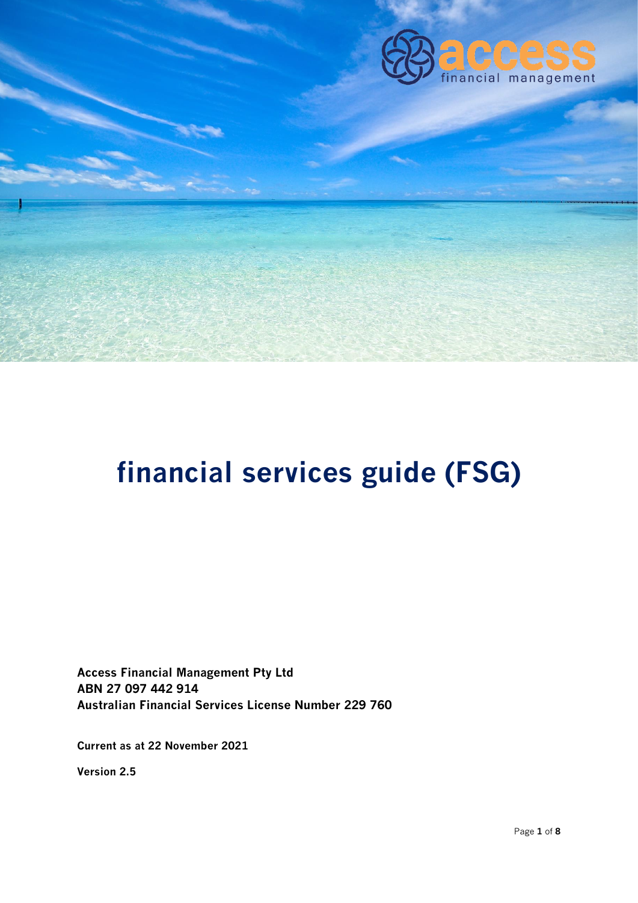# financial services guide (FSG)

**Access Financial Management Pty Ltd**
**ABN 27 097 442 914**
**Australian Financial Services License Number 229 760**

**Current as at 22 November 2021**

**Version 2.5**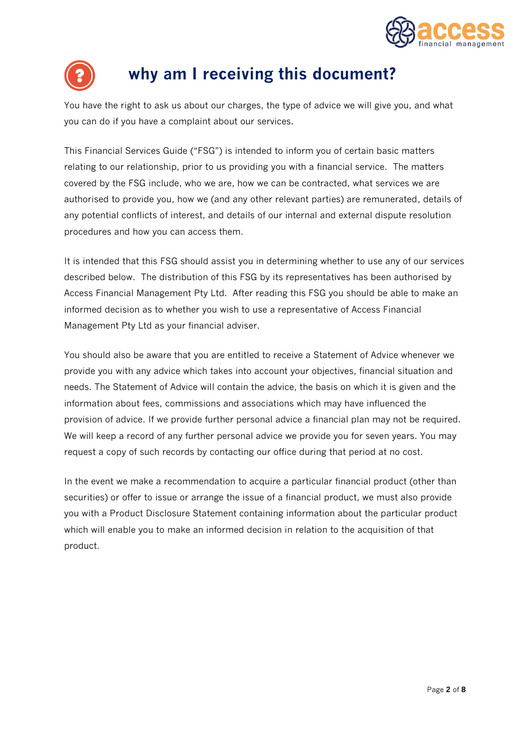# why am I receiving this document?

You have the right to ask us about our charges, the type of advice we will give you, and what you can do if you have a complaint about our services.

This Financial Services Guide ("FSG") is intended to inform you of certain basic matters relating to our relationship, prior to us providing you with a financial service.  The matters covered by the FSG include, who we are, how we can be contracted, what services we are authorised to provide you, how we (and any other relevant parties) are remunerated, details of any potential conflicts of interest, and details of our internal and external dispute resolution procedures and how you can access them.

It is intended that this FSG should assist you in determining whether to use any of our services described below.  The distribution of this FSG by its representatives has been authorised by Access Financial Management Pty Ltd.  After reading this FSG you should be able to make an informed decision as to whether you wish to use a representative of Access Financial Management Pty Ltd as your financial adviser.

You should also be aware that you are entitled to receive a Statement of Advice whenever we provide you with any advice which takes into account your objectives, financial situation and needs. The Statement of Advice will contain the advice, the basis on which it is given and the information about fees, commissions and associations which may have influenced the provision of advice. If we provide further personal advice a financial plan may not be required. We will keep a record of any further personal advice we provide you for seven years. You may request a copy of such records by contacting our office during that period at no cost.

In the event we make a recommendation to acquire a particular financial product (other than securities) or offer to issue or arrange the issue of a financial product, we must also provide you with a Product Disclosure Statement containing information about the particular product which will enable you to make an informed decision in relation to the acquisition of that product.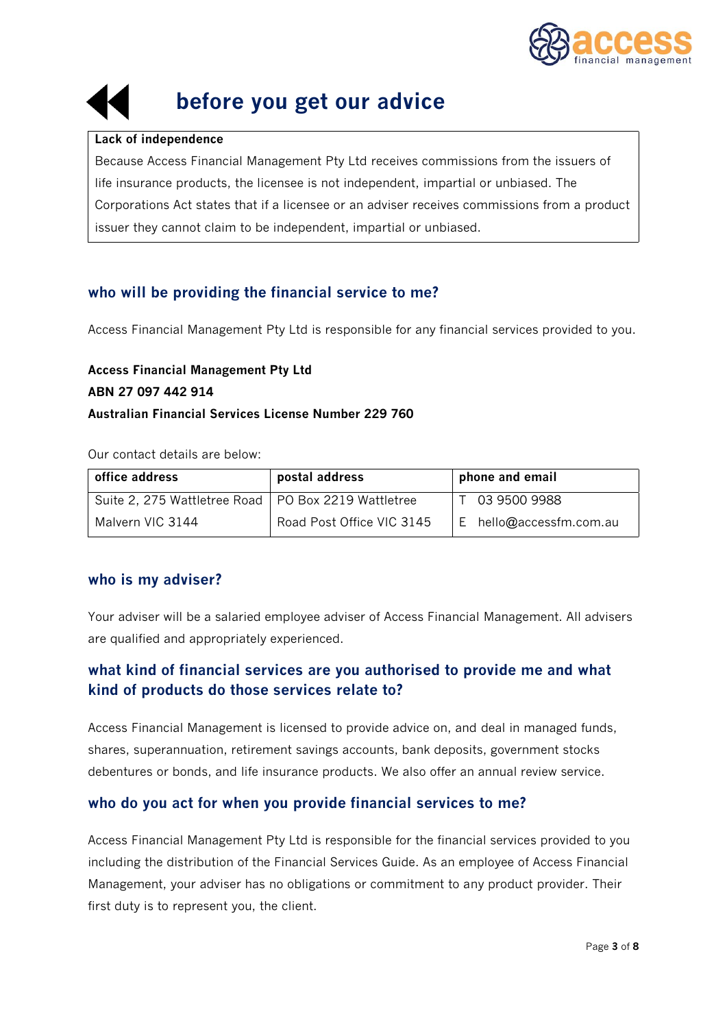# before you get our advice

**Lack of independence**

Because Access Financial Management Pty Ltd receives commissions from the issuers of life insurance products, the licensee is not independent, impartial or unbiased. The Corporations Act states that if a licensee or an adviser receives commissions from a product issuer they cannot claim to be independent, impartial or unbiased.

## who will be providing the financial service to me?

Access Financial Management Pty Ltd is responsible for any financial services provided to you.

**Access Financial Management Pty Ltd**
**ABN 27 097 442 914**
**Australian Financial Services License Number 229 760**

Our contact details are below:

| office address | postal address | phone and email |
|---|---|---|
| Suite 2, 275 Wattletree Road Malvern VIC 3144 | PO Box 2219 Wattletree Road Post Office VIC 3145 | T 03 9500 9988<br>E hello@accessfm.com.au |

## who is my adviser?

Your adviser will be a salaried employee adviser of Access Financial Management. All advisers are qualified and appropriately experienced.

## what kind of financial services are you authorised to provide me and what kind of products do those services relate to?

Access Financial Management is licensed to provide advice on, and deal in managed funds, shares, superannuation, retirement savings accounts, bank deposits, government stocks debentures or bonds, and life insurance products. We also offer an annual review service.

## who do you act for when you provide financial services to me?

Access Financial Management Pty Ltd is responsible for the financial services provided to you including the distribution of the Financial Services Guide. As an employee of Access Financial Management, your adviser has no obligations or commitment to any product provider. Their first duty is to represent you, the client.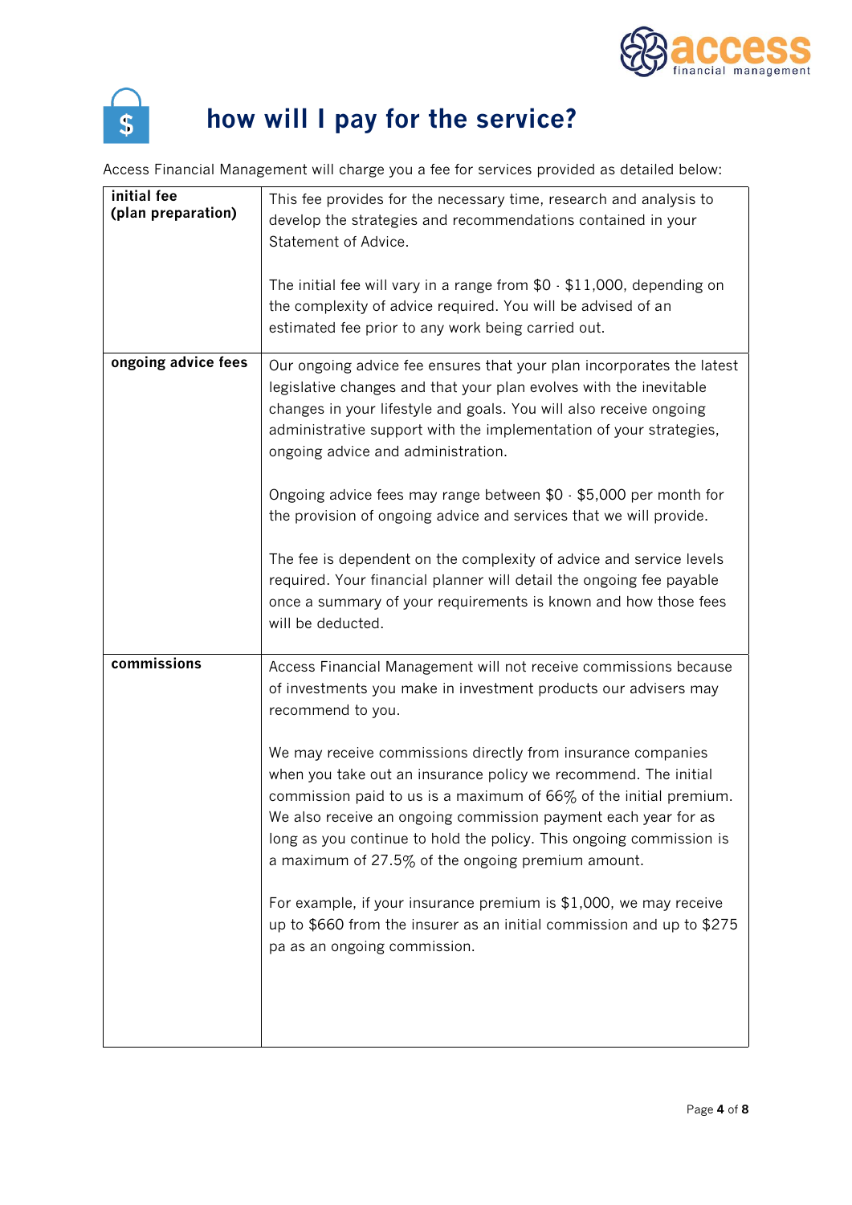# how will I pay for the service?

Access Financial Management will charge you a fee for services provided as detailed below:

| | |
|---|---|
| **initial fee (plan preparation)** | This fee provides for the necessary time, research and analysis to develop the strategies and recommendations contained in your Statement of Advice.<br><br>The initial fee will vary in a range from $0 - $11,000, depending on the complexity of advice required. You will be advised of an estimated fee prior to any work being carried out. |
| **ongoing advice fees** | Our ongoing advice fee ensures that your plan incorporates the latest legislative changes and that your plan evolves with the inevitable changes in your lifestyle and goals. You will also receive ongoing administrative support with the implementation of your strategies, ongoing advice and administration.<br><br>Ongoing advice fees may range between $0 - $5,000 per month for the provision of ongoing advice and services that we will provide.<br><br>The fee is dependent on the complexity of advice and service levels required. Your financial planner will detail the ongoing fee payable once a summary of your requirements is known and how those fees will be deducted. |
| **commissions** | Access Financial Management will not receive commissions because of investments you make in investment products our advisers may recommend to you.<br><br>We may receive commissions directly from insurance companies when you take out an insurance policy we recommend. The initial commission paid to us is a maximum of 66% of the initial premium. We also receive an ongoing commission payment each year for as long as you continue to hold the policy. This ongoing commission is a maximum of 27.5% of the ongoing premium amount.<br><br>For example, if your insurance premium is $1,000, we may receive up to $660 from the insurer as an initial commission and up to $275 pa as an ongoing commission. |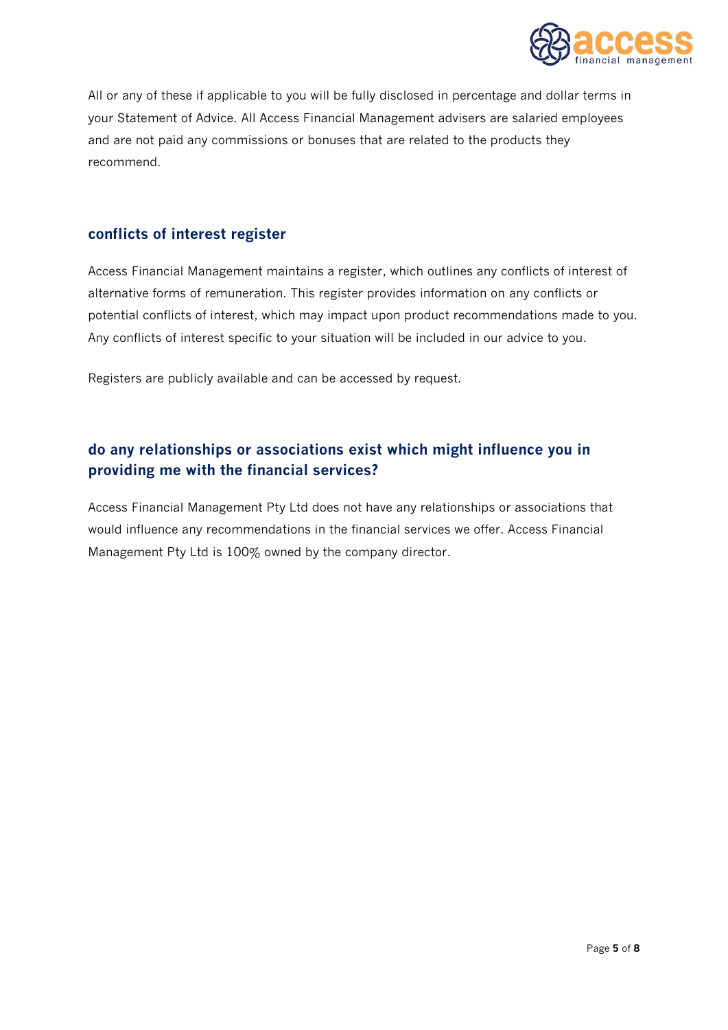All or any of these if applicable to you will be fully disclosed in percentage and dollar terms in your Statement of Advice. All Access Financial Management advisers are salaried employees and are not paid any commissions or bonuses that are related to the products they recommend.

## conflicts of interest register

Access Financial Management maintains a register, which outlines any conflicts of interest of alternative forms of remuneration. This register provides information on any conflicts or potential conflicts of interest, which may impact upon product recommendations made to you. Any conflicts of interest specific to your situation will be included in our advice to you.

Registers are publicly available and can be accessed by request.

## do any relationships or associations exist which might influence you in providing me with the financial services?

Access Financial Management Pty Ltd does not have any relationships or associations that would influence any recommendations in the financial services we offer. Access Financial Management Pty Ltd is 100% owned by the company director.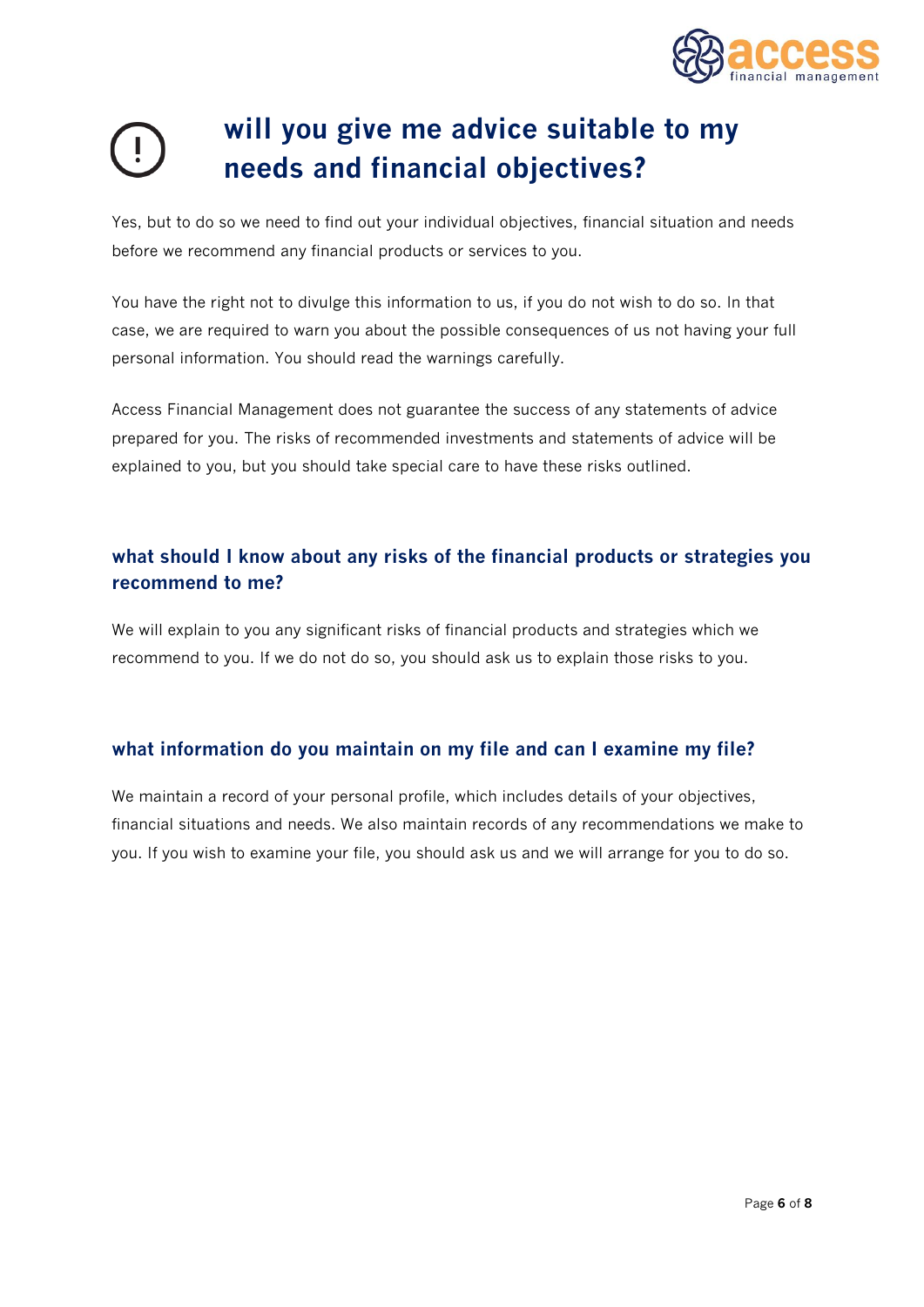# will you give me advice suitable to my needs and financial objectives?

Yes, but to do so we need to find out your individual objectives, financial situation and needs before we recommend any financial products or services to you.

You have the right not to divulge this information to us, if you do not wish to do so. In that case, we are required to warn you about the possible consequences of us not having your full personal information. You should read the warnings carefully.

Access Financial Management does not guarantee the success of any statements of advice prepared for you. The risks of recommended investments and statements of advice will be explained to you, but you should take special care to have these risks outlined.

## what should I know about any risks of the financial products or strategies you recommend to me?

We will explain to you any significant risks of financial products and strategies which we recommend to you. If we do not do so, you should ask us to explain those risks to you.

## what information do you maintain on my file and can I examine my file?

We maintain a record of your personal profile, which includes details of your objectives, financial situations and needs. We also maintain records of any recommendations we make to you. If you wish to examine your file, you should ask us and we will arrange for you to do so.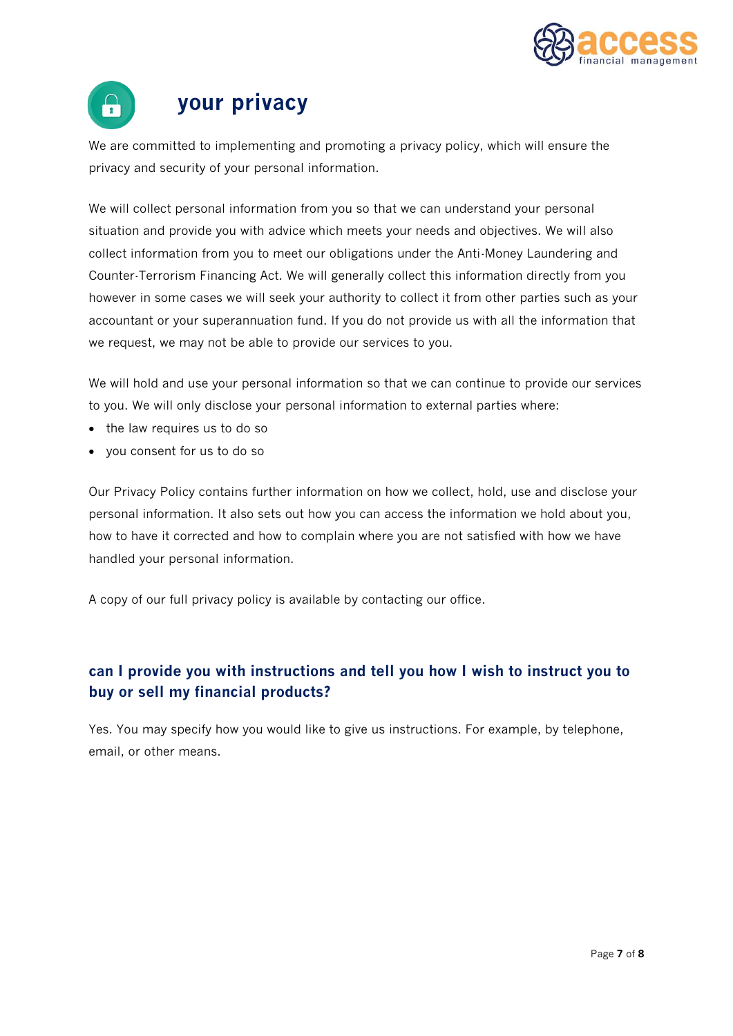# your privacy

We are committed to implementing and promoting a privacy policy, which will ensure the privacy and security of your personal information.

We will collect personal information from you so that we can understand your personal situation and provide you with advice which meets your needs and objectives. We will also collect information from you to meet our obligations under the Anti-Money Laundering and Counter-Terrorism Financing Act. We will generally collect this information directly from you however in some cases we will seek your authority to collect it from other parties such as your accountant or your superannuation fund. If you do not provide us with all the information that we request, we may not be able to provide our services to you.

We will hold and use your personal information so that we can continue to provide our services to you. We will only disclose your personal information to external parties where:

- the law requires us to do so
- you consent for us to do so

Our Privacy Policy contains further information on how we collect, hold, use and disclose your personal information. It also sets out how you can access the information we hold about you, how to have it corrected and how to complain where you are not satisfied with how we have handled your personal information.

A copy of our full privacy policy is available by contacting our office.

## can I provide you with instructions and tell you how I wish to instruct you to buy or sell my financial products?

Yes. You may specify how you would like to give us instructions. For example, by telephone, email, or other means.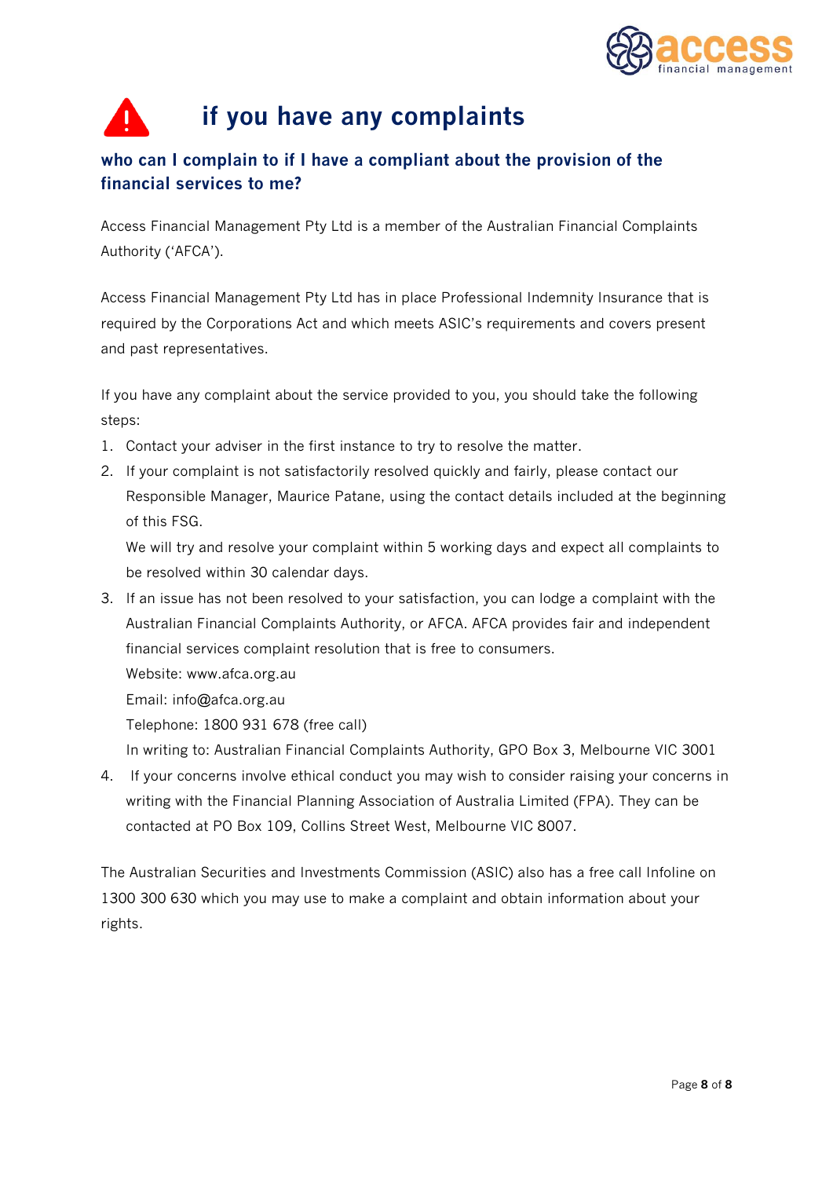# if you have any complaints

## who can I complain to if I have a compliant about the provision of the financial services to me?

Access Financial Management Pty Ltd is a member of the Australian Financial Complaints Authority ('AFCA').

Access Financial Management Pty Ltd has in place Professional Indemnity Insurance that is required by the Corporations Act and which meets ASIC's requirements and covers present and past representatives.

If you have any complaint about the service provided to you, you should take the following steps:

1. Contact your adviser in the first instance to try to resolve the matter.
2. If your complaint is not satisfactorily resolved quickly and fairly, please contact our Responsible Manager, Maurice Patane, using the contact details included at the beginning of this FSG.

   We will try and resolve your complaint within 5 working days and expect all complaints to be resolved within 30 calendar days.
3. If an issue has not been resolved to your satisfaction, you can lodge a complaint with the Australian Financial Complaints Authority, or AFCA. AFCA provides fair and independent financial services complaint resolution that is free to consumers.

   Website: www.afca.org.au

   Email: info@afca.org.au

   Telephone: 1800 931 678 (free call)

   In writing to: Australian Financial Complaints Authority, GPO Box 3, Melbourne VIC 3001
4. If your concerns involve ethical conduct you may wish to consider raising your concerns in writing with the Financial Planning Association of Australia Limited (FPA). They can be contacted at PO Box 109, Collins Street West, Melbourne VIC 8007.

The Australian Securities and Investments Commission (ASIC) also has a free call Infoline on 1300 300 630 which you may use to make a complaint and obtain information about your rights.